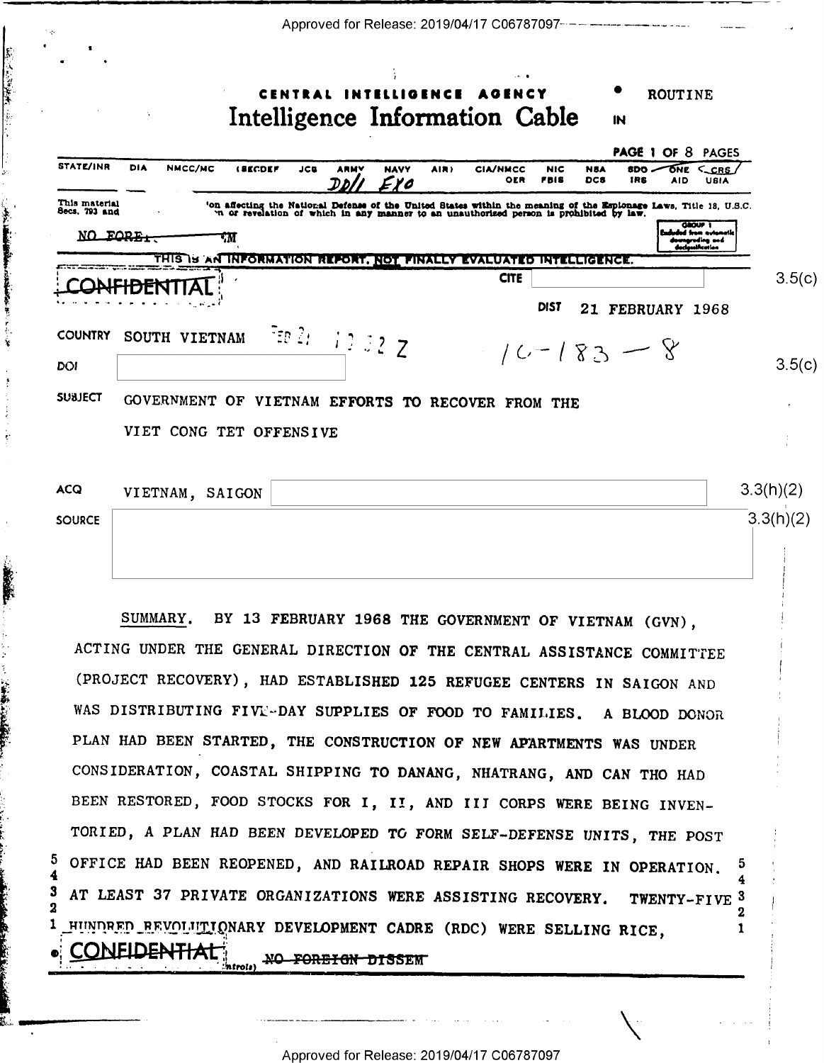CENTRAL INTELLIGENCE AGENCY

ROUTINE

# Intelligence Information Cable

IN

PAGE 1 OF 8 PAGES

STATE/INR DIA NMCC/MC (SECDEF JCS ARMY NAVY AIR) CIA/NMCC NIC NSA SDO ONE CRS OER FBIS DCS IRS AID USIA

DD/I EXO

This material contains information affecting the National Defense of the United States within the meaning of the Espionage Laws, Title 18, U.S.C. Secs. 793 and 794, the transmission or revelation of which in any manner to an unauthorized person is prohibited by law.

~~NO FOREIGN DISSEM~~

GROUP 1 Excluded from automatic downgrading and declassification

THIS IS AN INFORMATION REPORT, NOT FINALLY EVALUATED INTELLIGENCE.

CONFIDENTIAL

CITE [redacted] 3.5(c)

DIST 21 FEBRUARY 1968

COUNTRY SOUTH VIETNAM FEB 21 1? 32 Z 10-183-8

DOI [redacted] 3.5(c)

SUBJECT GOVERNMENT OF VIETNAM EFFORTS TO RECOVER FROM THE VIET CONG TET OFFENSIVE

ACQ VIETNAM, SAIGON [redacted] 3.3(h)(2)

SOURCE [redacted] 3.3(h)(2)

SUMMARY. BY 13 FEBRUARY 1968 THE GOVERNMENT OF VIETNAM (GVN), ACTING UNDER THE GENERAL DIRECTION OF THE CENTRAL ASSISTANCE COMMITTEE (PROJECT RECOVERY), HAD ESTABLISHED 125 REFUGEE CENTERS IN SAIGON AND WAS DISTRIBUTING FIVE-DAY SUPPLIES OF FOOD TO FAMILIES. A BLOOD DONOR PLAN HAD BEEN STARTED, THE CONSTRUCTION OF NEW APARTMENTS WAS UNDER CONSIDERATION, COASTAL SHIPPING TO DANANG, NHATRANG, AND CAN THO HAD BEEN RESTORED, FOOD STOCKS FOR I, II, AND III CORPS WERE BEING INVENTORIED, A PLAN HAD BEEN DEVELOPED TO FORM SELF-DEFENSE UNITS, THE POST OFFICE HAD BEEN REOPENED, AND RAILROAD REPAIR SHOPS WERE IN OPERATION. AT LEAST 37 PRIVATE ORGANIZATIONS WERE ASSISTING RECOVERY. TWENTY-FIVE HUNDRED REVOLUTIONARY DEVELOPMENT CADRE (RDC) WERE SELLING RICE,

CONFIDENTIAL ~~NO FOREIGN DISSEM~~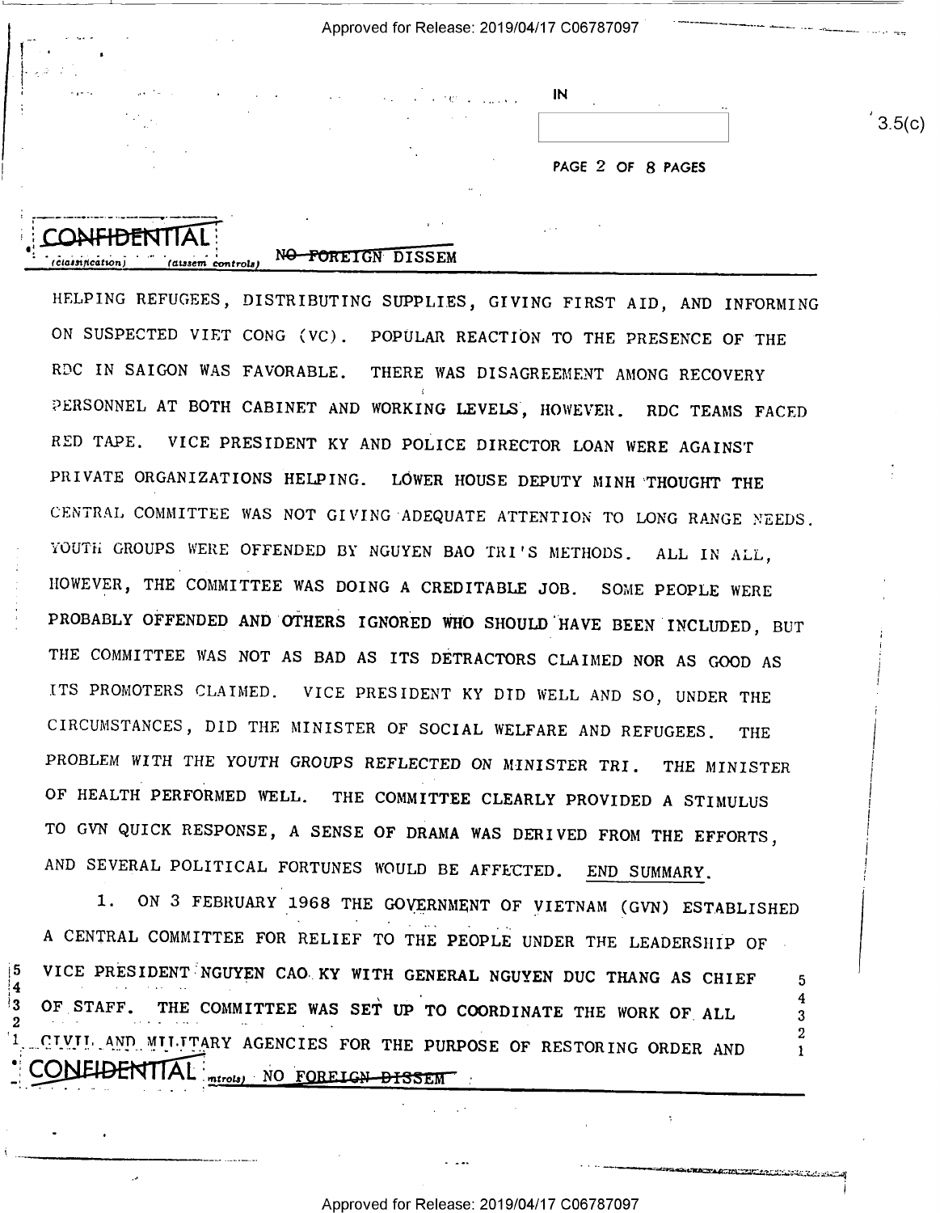HELPING REFUGEES, DISTRIBUTING SUPPLIES, GIVING FIRST AID, AND INFORMING ON SUSPECTED VIET CONG (VC). POPULAR REACTION TO THE PRESENCE OF THE RDC IN SAIGON WAS FAVORABLE. THERE WAS DISAGREEMENT AMONG RECOVERY PERSONNEL AT BOTH CABINET AND WORKING LEVELS, HOWEVER. RDC TEAMS FACED RED TAPE. VICE PRESIDENT KY AND POLICE DIRECTOR LOAN WERE AGAINST PRIVATE ORGANIZATIONS HELPING. LOWER HOUSE DEPUTY MINH THOUGHT THE CENTRAL COMMITTEE WAS NOT GIVING ADEQUATE ATTENTION TO LONG RANGE NEEDS. YOUTH GROUPS WERE OFFENDED BY NGUYEN BAO TRI'S METHODS. ALL IN ALL, HOWEVER, THE COMMITTEE WAS DOING A CREDITABLE JOB. SOME PEOPLE WERE PROBABLY OFFENDED AND OTHERS IGNORED WHO SHOULD HAVE BEEN INCLUDED, BUT THE COMMITTEE WAS NOT AS BAD AS ITS DETRACTORS CLAIMED NOR AS GOOD AS ITS PROMOTERS CLAIMED. VICE PRESIDENT KY DID WELL AND SO, UNDER THE CIRCUMSTANCES, DID THE MINISTER OF SOCIAL WELFARE AND REFUGEES. THE PROBLEM WITH THE YOUTH GROUPS REFLECTED ON MINISTER TRI. THE MINISTER OF HEALTH PERFORMED WELL. THE COMMITTEE CLEARLY PROVIDED A STIMULUS TO GVN QUICK RESPONSE, A SENSE OF DRAMA WAS DERIVED FROM THE EFFORTS, AND SEVERAL POLITICAL FORTUNES WOULD BE AFFECTED. END SUMMARY.

1. ON 3 FEBRUARY 1968 THE GOVERNMENT OF VIETNAM (GVN) ESTABLISHED A CENTRAL COMMITTEE FOR RELIEF TO THE PEOPLE UNDER THE LEADERSHIP OF VICE PRESIDENT NGUYEN CAO KY WITH GENERAL NGUYEN DUC THANG AS CHIEF OF STAFF. THE COMMITTEE WAS SET UP TO COORDINATE THE WORK OF ALL CIVIL AND MILITARY AGENCIES FOR THE PURPOSE OF RESTORING ORDER AND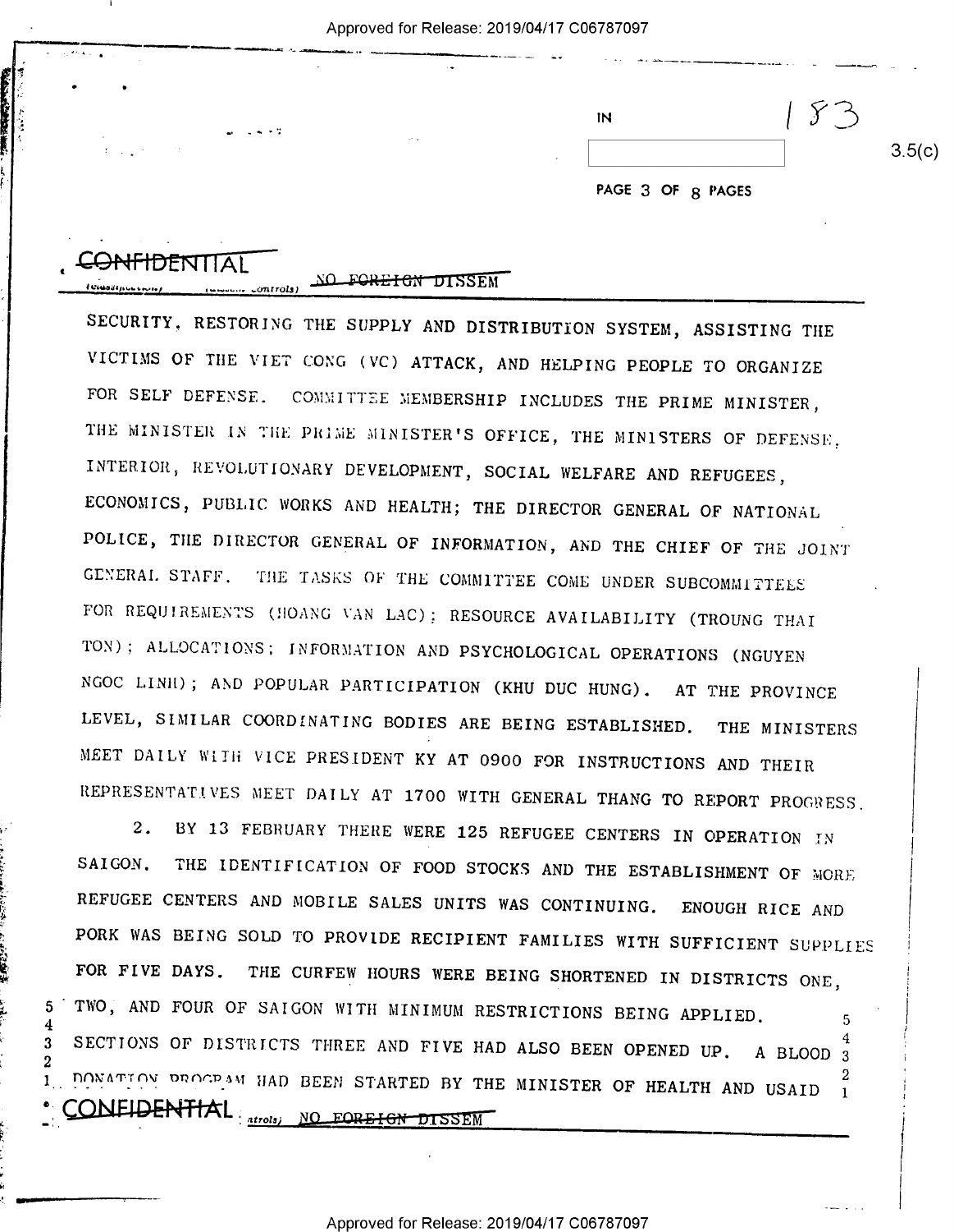SECURITY, RESTORING THE SUPPLY AND DISTRIBUTION SYSTEM, ASSISTING THE VICTIMS OF THE VIET CONG (VC) ATTACK, AND HELPING PEOPLE TO ORGANIZE FOR SELF DEFENSE. COMMITTEE MEMBERSHIP INCLUDES THE PRIME MINISTER, THE MINISTER IN THE PRIME MINISTER'S OFFICE, THE MINISTERS OF DEFENSE, INTERIOR, REVOLUTIONARY DEVELOPMENT, SOCIAL WELFARE AND REFUGEES, ECONOMICS, PUBLIC WORKS AND HEALTH; THE DIRECTOR GENERAL OF NATIONAL POLICE, THE DIRECTOR GENERAL OF INFORMATION, AND THE CHIEF OF THE JOINT GENERAL STAFF. THE TASKS OF THE COMMITTEE COME UNDER SUBCOMMITTEES FOR REQUIREMENTS (HOANG VAN LAC); RESOURCE AVAILABILITY (TROUNG THAI TON); ALLOCATIONS; INFORMATION AND PSYCHOLOGICAL OPERATIONS (NGUYEN NGOC LINH); AND POPULAR PARTICIPATION (KHU DUC HUNG). AT THE PROVINCE LEVEL, SIMILAR COORDINATING BODIES ARE BEING ESTABLISHED. THE MINISTERS MEET DAILY WITH VICE PRESIDENT KY AT 0900 FOR INSTRUCTIONS AND THEIR REPRESENTATIVES MEET DAILY AT 1700 WITH GENERAL THANG TO REPORT PROGRESS.

2. BY 13 FEBRUARY THERE WERE 125 REFUGEE CENTERS IN OPERATION IN SAIGON. THE IDENTIFICATION OF FOOD STOCKS AND THE ESTABLISHMENT OF MORE REFUGEE CENTERS AND MOBILE SALES UNITS WAS CONTINUING. ENOUGH RICE AND PORK WAS BEING SOLD TO PROVIDE RECIPIENT FAMILIES WITH SUFFICIENT SUPPLIES FOR FIVE DAYS. THE CURFEW HOURS WERE BEING SHORTENED IN DISTRICTS ONE, TWO, AND FOUR OF SAIGON WITH MINIMUM RESTRICTIONS BEING APPLIED. SECTIONS OF DISTRICTS THREE AND FIVE HAD ALSO BEEN OPENED UP. A BLOOD DONATION PROGRAM HAD BEEN STARTED BY THE MINISTER OF HEALTH AND USAID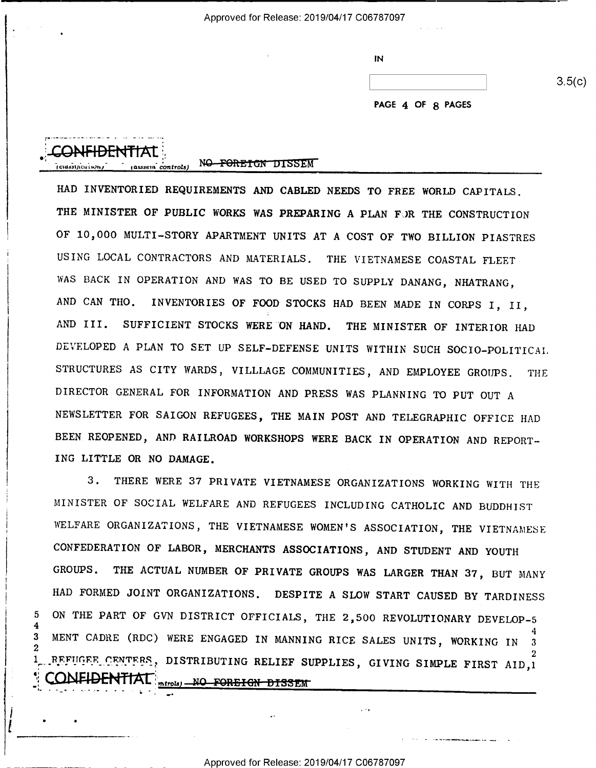HAD INVENTORIED REQUIREMENTS AND CABLED NEEDS TO FREE WORLD CAPITALS. THE MINISTER OF PUBLIC WORKS WAS PREPARING A PLAN FOR THE CONSTRUCTION OF 10,000 MULTI-STORY APARTMENT UNITS AT A COST OF TWO BILLION PIASTRES USING LOCAL CONTRACTORS AND MATERIALS. THE VIETNAMESE COASTAL FLEET WAS BACK IN OPERATION AND WAS TO BE USED TO SUPPLY DANANG, NHATRANG, AND CAN THO. INVENTORIES OF FOOD STOCKS HAD BEEN MADE IN CORPS I, II, AND III. SUFFICIENT STOCKS WERE ON HAND. THE MINISTER OF INTERIOR HAD DEVELOPED A PLAN TO SET UP SELF-DEFENSE UNITS WITHIN SUCH SOCIO-POLITICAL STRUCTURES AS CITY WARDS, VILLLAGE COMMUNITIES, AND EMPLOYEE GROUPS. THE DIRECTOR GENERAL FOR INFORMATION AND PRESS WAS PLANNING TO PUT OUT A NEWSLETTER FOR SAIGON REFUGEES, THE MAIN POST AND TELEGRAPHIC OFFICE HAD BEEN REOPENED, AND RAILROAD WORKSHOPS WERE BACK IN OPERATION AND REPORTING LITTLE OR NO DAMAGE.

3. THERE WERE 37 PRIVATE VIETNAMESE ORGANIZATIONS WORKING WITH THE MINISTER OF SOCIAL WELFARE AND REFUGEES INCLUDING CATHOLIC AND BUDDHIST WELFARE ORGANIZATIONS, THE VIETNAMESE WOMEN'S ASSOCIATION, THE VIETNAMESE CONFEDERATION OF LABOR, MERCHANTS ASSOCIATIONS, AND STUDENT AND YOUTH GROUPS. THE ACTUAL NUMBER OF PRIVATE GROUPS WAS LARGER THAN 37, BUT MANY HAD FORMED JOINT ORGANIZATIONS. DESPITE A SLOW START CAUSED BY TARDINESS ON THE PART OF GVN DISTRICT OFFICIALS, THE 2,500 REVOLUTIONARY DEVELOPMENT CADRE (RDC) WERE ENGAGED IN MANNING RICE SALES UNITS, WORKING IN REFUGEE CENTERS, DISTRIBUTING RELIEF SUPPLIES, GIVING SIMPLE FIRST AID,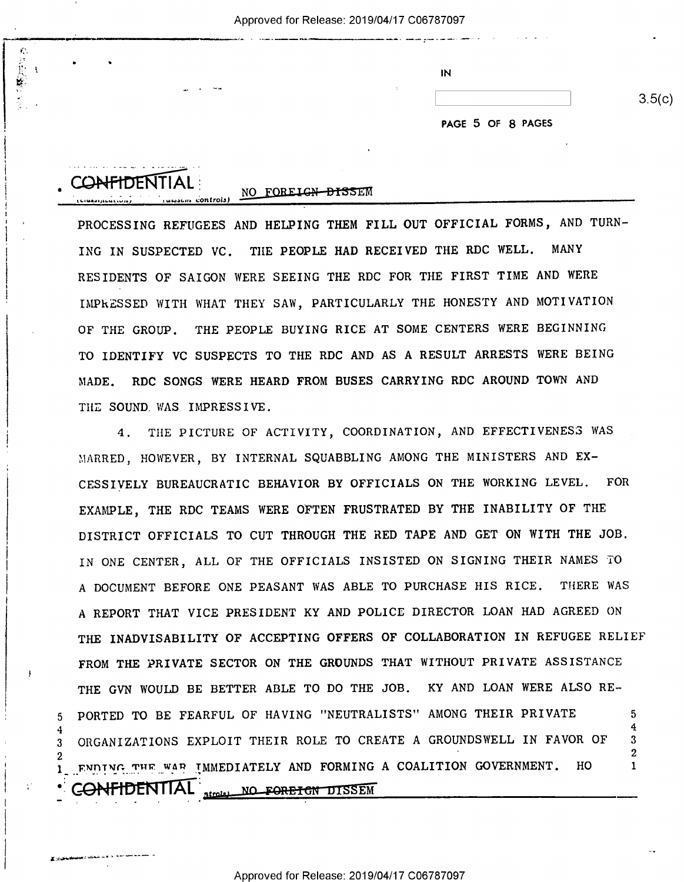CONFIDENTIAL NO FOREIGN DISSEM

PROCESSING REFUGEES AND HELPING THEM FILL OUT OFFICIAL FORMS, AND TURNING IN SUSPECTED VC. THE PEOPLE HAD RECEIVED THE RDC WELL. MANY RESIDENTS OF SAIGON WERE SEEING THE RDC FOR THE FIRST TIME AND WERE IMPRESSED WITH WHAT THEY SAW, PARTICULARLY THE HONESTY AND MOTIVATION OF THE GROUP. THE PEOPLE BUYING RICE AT SOME CENTERS WERE BEGINNING TO IDENTIFY VC SUSPECTS TO THE RDC AND AS A RESULT ARRESTS WERE BEING MADE. RDC SONGS WERE HEARD FROM BUSES CARRYING RDC AROUND TOWN AND THE SOUND WAS IMPRESSIVE.

4. THE PICTURE OF ACTIVITY, COORDINATION, AND EFFECTIVENESS WAS MARRED, HOWEVER, BY INTERNAL SQUABBLING AMONG THE MINISTERS AND EXCESSIVELY BUREAUCRATIC BEHAVIOR BY OFFICIALS ON THE WORKING LEVEL. FOR EXAMPLE, THE RDC TEAMS WERE OFTEN FRUSTRATED BY THE INABILITY OF THE DISTRICT OFFICIALS TO CUT THROUGH THE RED TAPE AND GET ON WITH THE JOB. IN ONE CENTER, ALL OF THE OFFICIALS INSISTED ON SIGNING THEIR NAMES TO A DOCUMENT BEFORE ONE PEASANT WAS ABLE TO PURCHASE HIS RICE. THERE WAS A REPORT THAT VICE PRESIDENT KY AND POLICE DIRECTOR LOAN HAD AGREED ON THE INADVISABILITY OF ACCEPTING OFFERS OF COLLABORATION IN REFUGEE RELIEF FROM THE PRIVATE SECTOR ON THE GROUNDS THAT WITHOUT PRIVATE ASSISTANCE THE GVN WOULD BE BETTER ABLE TO DO THE JOB. KY AND LOAN WERE ALSO REPORTED TO BE FEARFUL OF HAVING "NEUTRALISTS" AMONG THEIR PRIVATE ORGANIZATIONS EXPLOIT THEIR ROLE TO CREATE A GROUNDSWELL IN FAVOR OF ENDING THE WAR IMMEDIATELY AND FORMING A COALITION GOVERNMENT. HO

CONFIDENTIAL NO FOREIGN DISSEM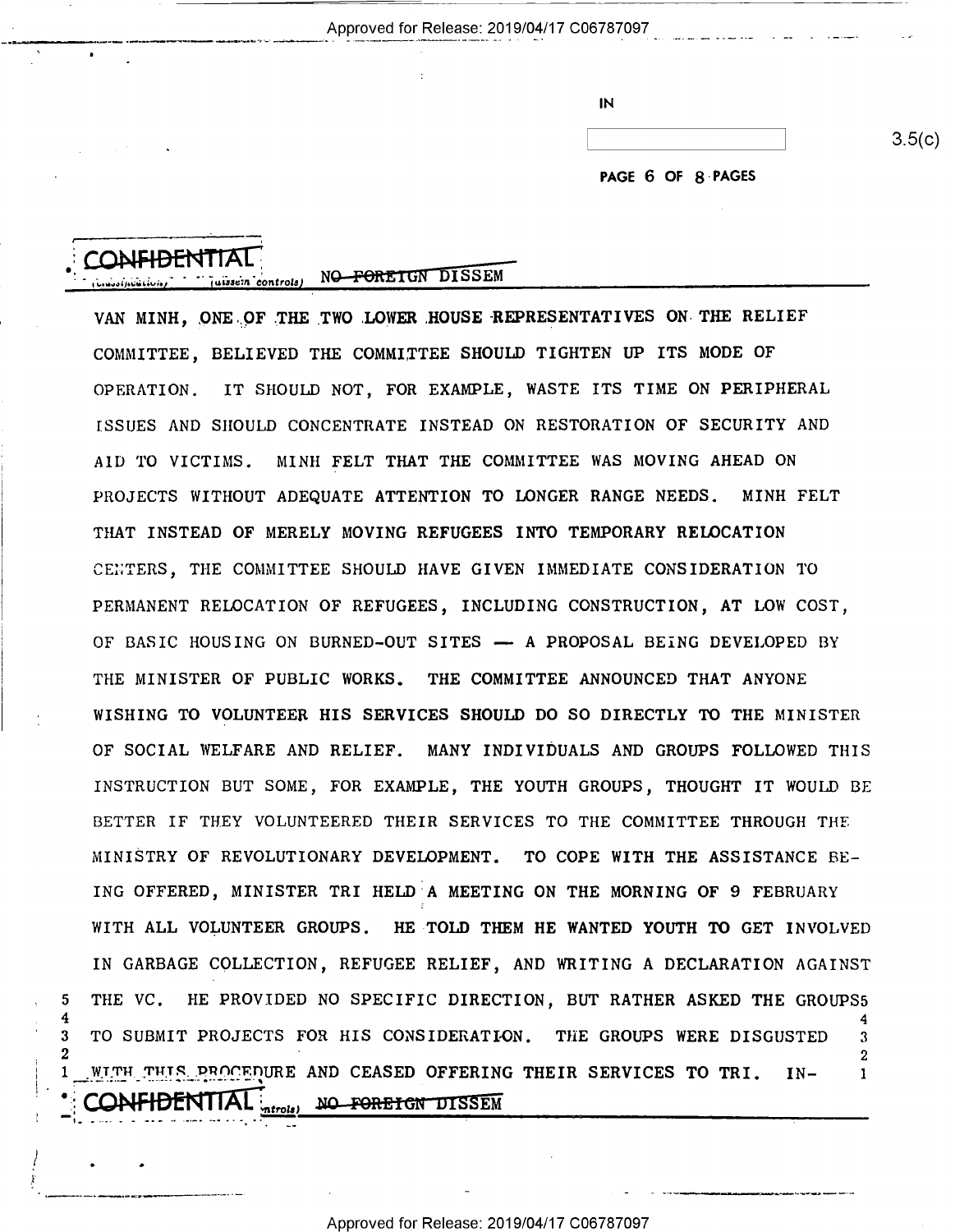VAN MINH, ONE OF THE TWO LOWER HOUSE REPRESENTATIVES ON THE RELIEF COMMITTEE, BELIEVED THE COMMITTEE SHOULD TIGHTEN UP ITS MODE OF OPERATION. IT SHOULD NOT, FOR EXAMPLE, WASTE ITS TIME ON PERIPHERAL ISSUES AND SHOULD CONCENTRATE INSTEAD ON RESTORATION OF SECURITY AND AID TO VICTIMS. MINH FELT THAT THE COMMITTEE WAS MOVING AHEAD ON PROJECTS WITHOUT ADEQUATE ATTENTION TO LONGER RANGE NEEDS. MINH FELT THAT INSTEAD OF MERELY MOVING REFUGEES INTO TEMPORARY RELOCATION CENTERS, THE COMMITTEE SHOULD HAVE GIVEN IMMEDIATE CONSIDERATION TO PERMANENT RELOCATION OF REFUGEES, INCLUDING CONSTRUCTION, AT LOW COST, OF BASIC HOUSING ON BURNED-OUT SITES — A PROPOSAL BEING DEVELOPED BY THE MINISTER OF PUBLIC WORKS. THE COMMITTEE ANNOUNCED THAT ANYONE WISHING TO VOLUNTEER HIS SERVICES SHOULD DO SO DIRECTLY TO THE MINISTER OF SOCIAL WELFARE AND RELIEF. MANY INDIVIDUALS AND GROUPS FOLLOWED THIS INSTRUCTION BUT SOME, FOR EXAMPLE, THE YOUTH GROUPS, THOUGHT IT WOULD BE BETTER IF THEY VOLUNTEERED THEIR SERVICES TO THE COMMITTEE THROUGH THE MINISTRY OF REVOLUTIONARY DEVELOPMENT. TO COPE WITH THE ASSISTANCE BEING OFFERED, MINISTER TRI HELD A MEETING ON THE MORNING OF 9 FEBRUARY WITH ALL VOLUNTEER GROUPS. HE TOLD THEM HE WANTED YOUTH TO GET INVOLVED IN GARBAGE COLLECTION, REFUGEE RELIEF, AND WRITING A DECLARATION AGAINST THE VC. HE PROVIDED NO SPECIFIC DIRECTION, BUT RATHER ASKED THE GROUPS TO SUBMIT PROJECTS FOR HIS CONSIDERATION. THE GROUPS WERE DISGUSTED WITH THIS PROCEDURE AND CEASED OFFERING THEIR SERVICES TO TRI. IN-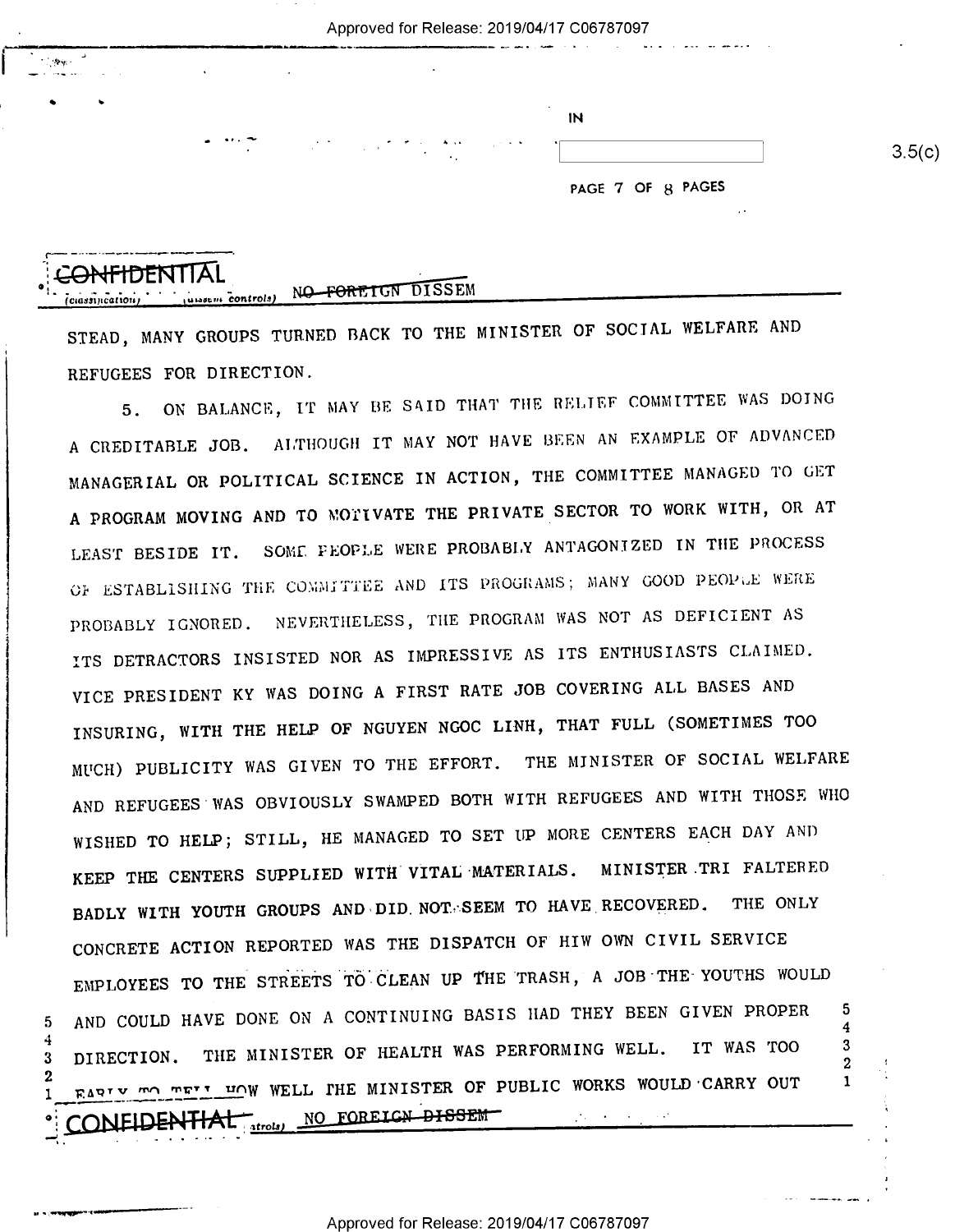CONFIDENTIAL NO FOREIGN DISSEM

STEAD, MANY GROUPS TURNED BACK TO THE MINISTER OF SOCIAL WELFARE AND REFUGEES FOR DIRECTION.

5. ON BALANCE, IT MAY BE SAID THAT THE RELIEF COMMITTEE WAS DOING A CREDITABLE JOB. ALTHOUGH IT MAY NOT HAVE BEEN AN EXAMPLE OF ADVANCED MANAGERIAL OR POLITICAL SCIENCE IN ACTION, THE COMMITTEE MANAGED TO GET A PROGRAM MOVING AND TO MOTIVATE THE PRIVATE SECTOR TO WORK WITH, OR AT LEAST BESIDE IT. SOME PEOPLE WERE PROBABLY ANTAGONIZED IN THE PROCESS OF ESTABLISHING THE COMMITTEE AND ITS PROGRAMS; MANY GOOD PEOPLE WERE PROBABLY IGNORED. NEVERTHELESS, THE PROGRAM WAS NOT AS DEFICIENT AS ITS DETRACTORS INSISTED NOR AS IMPRESSIVE AS ITS ENTHUSIASTS CLAIMED. VICE PRESIDENT KY WAS DOING A FIRST RATE JOB COVERING ALL BASES AND INSURING, WITH THE HELP OF NGUYEN NGOC LINH, THAT FULL (SOMETIMES TOO MUCH) PUBLICITY WAS GIVEN TO THE EFFORT. THE MINISTER OF SOCIAL WELFARE AND REFUGEES WAS OBVIOUSLY SWAMPED BOTH WITH REFUGEES AND WITH THOSE WHO WISHED TO HELP; STILL, HE MANAGED TO SET UP MORE CENTERS EACH DAY AND KEEP THE CENTERS SUPPLIED WITH VITAL MATERIALS. MINISTER TRI FALTERED BADLY WITH YOUTH GROUPS AND DID NOT SEEM TO HAVE RECOVERED. THE ONLY CONCRETE ACTION REPORTED WAS THE DISPATCH OF HIW OWN CIVIL SERVICE EMPLOYEES TO THE STREETS TO CLEAN UP THE TRASH, A JOB THE YOUTHS WOULD AND COULD HAVE DONE ON A CONTINUING BASIS HAD THEY BEEN GIVEN PROPER DIRECTION. THE MINISTER OF HEALTH WAS PERFORMING WELL. IT WAS TOO EARLY TO TELL HOW WELL THE MINISTER OF PUBLIC WORKS WOULD CARRY OUT

CONFIDENTIAL NO FOREIGN DISSEM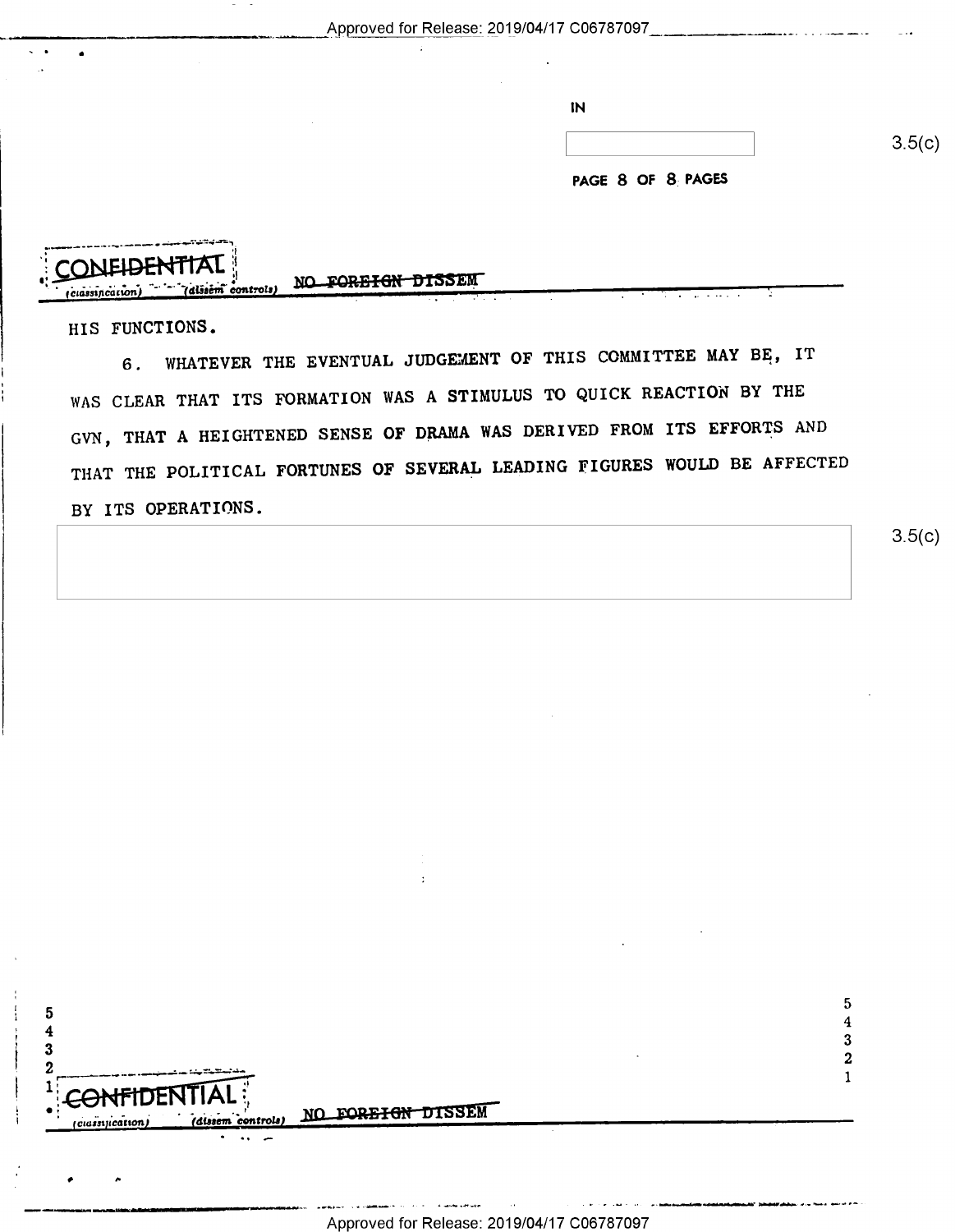IN

3.5(c)

CONFIDENTIAL NO ~~FOREIGN DISSEM~~

HIS FUNCTIONS.

6. WHATEVER THE EVENTUAL JUDGEMENT OF THIS COMMITTEE MAY BE, IT WAS CLEAR THAT ITS FORMATION WAS A STIMULUS TO QUICK REACTION BY THE GVN, THAT A HEIGHTENED SENSE OF DRAMA WAS DERIVED FROM ITS EFFORTS AND THAT THE POLITICAL FORTUNES OF SEVERAL LEADING FIGURES WOULD BE AFFECTED BY ITS OPERATIONS.

3.5(c)

CONFIDENTIAL NO ~~FOREIGN DISSEM~~